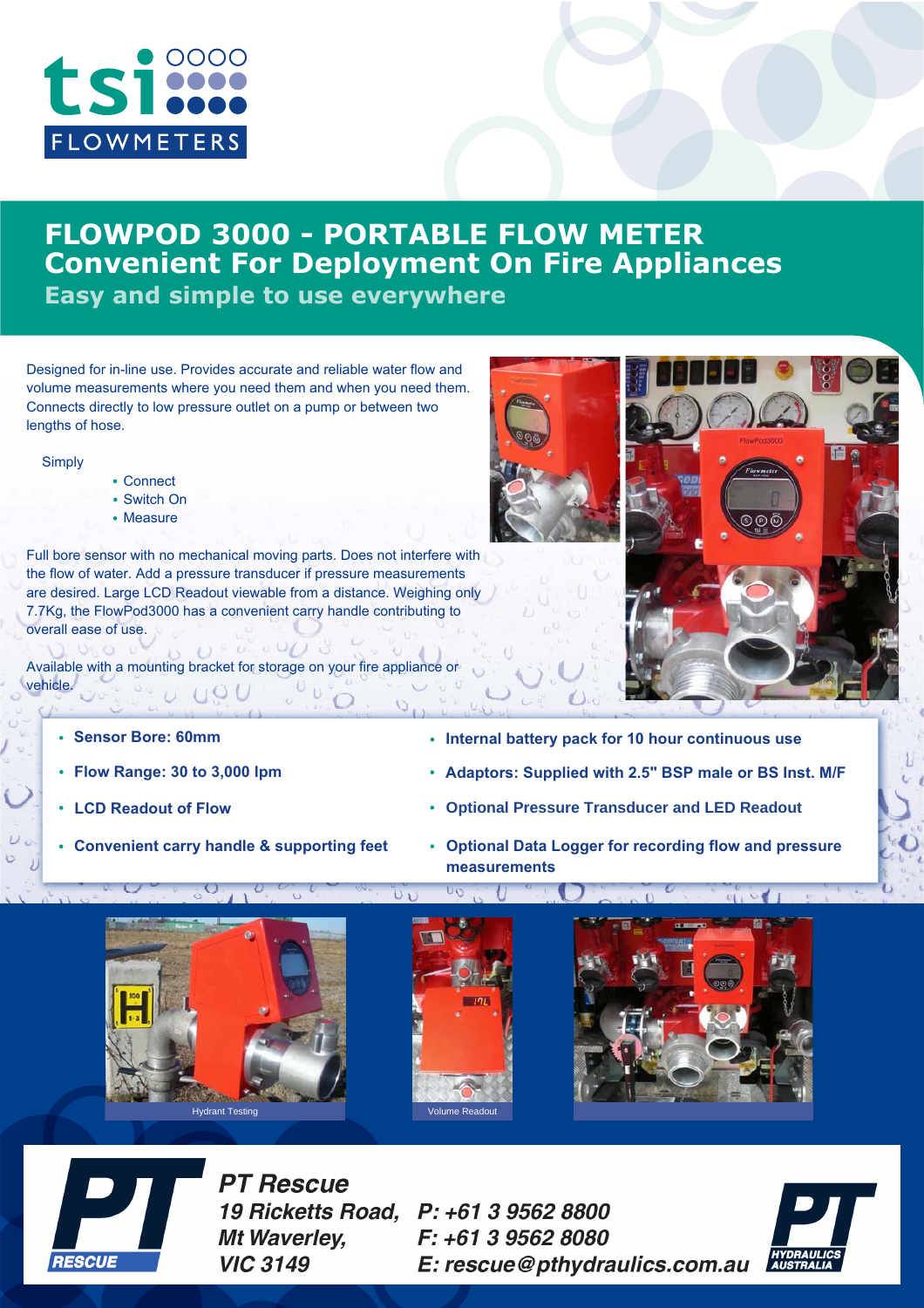tsi FLOWMETERS

# FLOWPOD 3000 - PORTABLE FLOW METER
## Convenient For Deployment On Fire Appliances
### Easy and simple to use everywhere

Designed for in-line use. Provides accurate and reliable water flow and volume measurements where you need them and when you need them. Connects directly to low pressure outlet on a pump or between two lengths of hose.

Simply

- Connect
- Switch On
- Measure

Full bore sensor with no mechanical moving parts. Does not interfere with the flow of water. Add a pressure transducer if pressure measurements are desired. Large LCD Readout viewable from a distance. Weighing only 7.7Kg, the FlowPod3000 has a convenient carry handle contributing to overall ease of use.

Available with a mounting bracket for storage on your fire appliance or vehicle.

- **Sensor Bore: 60mm**
- **Flow Range: 30 to 3,000 lpm**
- **LCD Readout of Flow**
- **Convenient carry handle & supporting feet**
- **Internal battery pack for 10 hour continuous use**
- **Adaptors: Supplied with 2.5" BSP male or BS Inst. M/F**
- **Optional Pressure Transducer and LED Readout**
- **Optional Data Logger for recording flow and pressure measurements**

Hydrant Testing

Volume Readout

PT RESCUE

***PT Rescue***
***19 Ricketts Road,***
***Mt Waverley,***
***VIC 3149***

***P: +61 3 9562 8800***
***F: +61 3 9562 8080***
***E: rescue@pthydraulics.com.au***

PT HYDRAULICS AUSTRALIA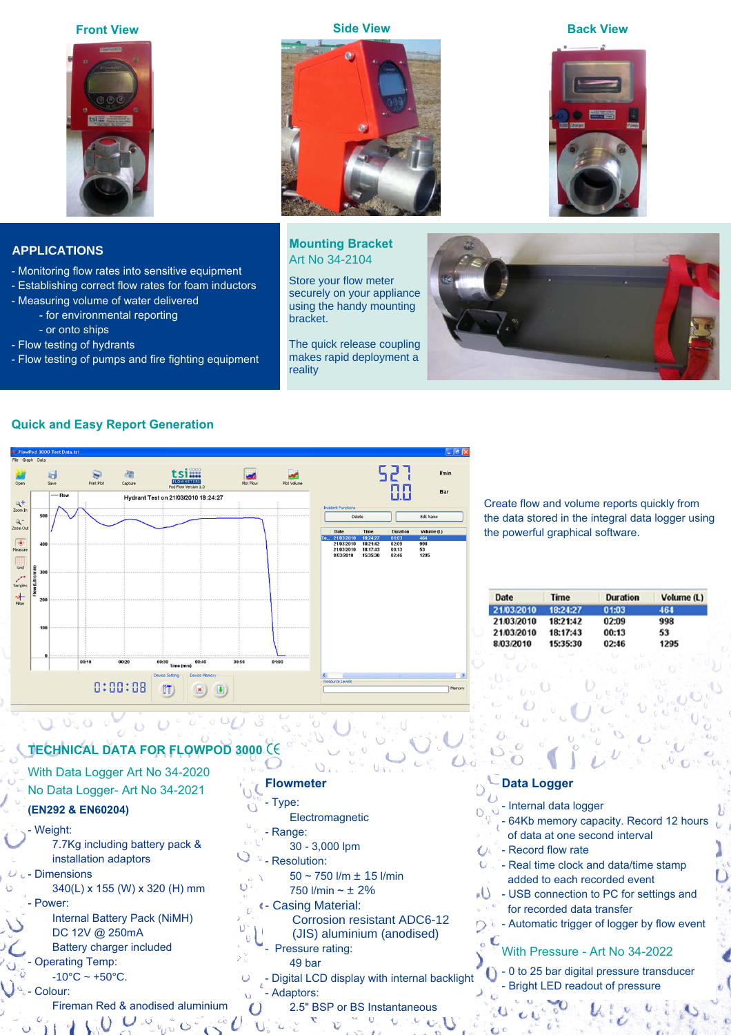Front View

Side View

Back View

## APPLICATIONS

- Monitoring flow rates into sensitive equipment
- Establishing correct flow rates for foam inductors
- Measuring volume of water delivered
  - for environmental reporting
  - or onto ships
- Flow testing of hydrants
- Flow testing of pumps and fire fighting equipment

## Mounting Bracket

Art No 34-2104

Store your flow meter securely on your appliance using the handy mounting bracket.

The quick release coupling makes rapid deployment a reality

## Quick and Easy Report Generation

Create flow and volume reports quickly from the data stored in the integral data logger using the powerful graphical software.

| Date | Time | Duration | Volume (L) |
|---|---|---|---|
| 21/03/2010 | 18:24:27 | 01:03 | 464 |
| 21/03/2010 | 18:21:42 | 02:09 | 998 |
| 21/03/2010 | 18:17:43 | 00:13 | 53 |
| 8/03/2010 | 15:35:30 | 02:46 | 1295 |

## TECHNICAL DATA FOR FLOWPOD 3000 CE

With Data Logger Art No 34-2020

No Data Logger- Art No 34-2021

**(EN292 & EN60204)**

- Weight:
  7.7Kg including battery pack & installation adaptors
- Dimensions
  340(L) x 155 (W) x 320 (H) mm
- Power:
  Internal Battery Pack (NiMH)
  DC 12V @ 250mA
  Battery charger included
- Operating Temp:
  -10°C ~ +50°C.
- Colour:
  Fireman Red & anodised aluminium

### Flowmeter

- Type:
  Electromagnetic
- Range:
  30 - 3,000 lpm
- Resolution:
  50 ~ 750 l/m ± 15 l/min
  750 l/min ~ ± 2%
- Casing Material:
  Corrosion resistant ADC6-12 (JIS) aluminium (anodised)
- Pressure rating:
  49 bar
- Digital LCD display with internal backlight
- Adaptors:
  2.5" BSP or BS Instantaneous

### Data Logger

- Internal data logger
- 64Kb memory capacity. Record 12 hours of data at one second interval
- Record flow rate
- Real time clock and data/time stamp added to each recorded event
- USB connection to PC for settings and for recorded data transfer
- Automatic trigger of logger by flow event

With Pressure - Art No 34-2022

- 0 to 25 bar digital pressure transducer
- Bright LED readout of pressure